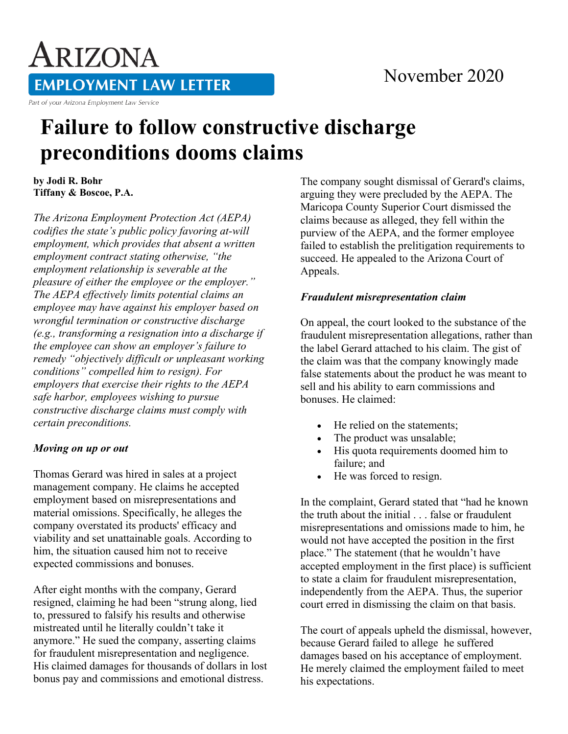# ARIZONA EMPLOYMENT LAW LETTER

Part of your Arizona Employment Law Service

November 2020

# Failure to follow constructive discharge preconditions dooms claims

**by Jodi R. Bohr**
**Tiffany & Boscoe, P.A.**

*The Arizona Employment Protection Act (AEPA) codifies the state's public policy favoring at-will employment, which provides that absent a written employment contract stating otherwise, "the employment relationship is severable at the pleasure of either the employee or the employer." The AEPA effectively limits potential claims an employee may have against his employer based on wrongful termination or constructive discharge (e.g., transforming a resignation into a discharge if the employee can show an employer's failure to remedy "objectively difficult or unpleasant working conditions" compelled him to resign). For employers that exercise their rights to the AEPA safe harbor, employees wishing to pursue constructive discharge claims must comply with certain preconditions.*

### *Moving on up or out*

Thomas Gerard was hired in sales at a project management company. He claims he accepted employment based on misrepresentations and material omissions. Specifically, he alleges the company overstated its products' efficacy and viability and set unattainable goals. According to him, the situation caused him not to receive expected commissions and bonuses.

After eight months with the company, Gerard resigned, claiming he had been "strung along, lied to, pressured to falsify his results and otherwise mistreated until he literally couldn't take it anymore." He sued the company, asserting claims for fraudulent misrepresentation and negligence. His claimed damages for thousands of dollars in lost bonus pay and commissions and emotional distress.

The company sought dismissal of Gerard's claims, arguing they were precluded by the AEPA. The Maricopa County Superior Court dismissed the claims because as alleged, they fell within the purview of the AEPA, and the former employee failed to establish the prelitigation requirements to succeed. He appealed to the Arizona Court of Appeals.

### *Fraudulent misrepresentation claim*

On appeal, the court looked to the substance of the fraudulent misrepresentation allegations, rather than the label Gerard attached to his claim. The gist of the claim was that the company knowingly made false statements about the product he was meant to sell and his ability to earn commissions and bonuses. He claimed:

- He relied on the statements;
- The product was unsalable;
- His quota requirements doomed him to failure; and
- He was forced to resign.

In the complaint, Gerard stated that "had he known the truth about the initial . . . false or fraudulent misrepresentations and omissions made to him, he would not have accepted the position in the first place." The statement (that he wouldn't have accepted employment in the first place) is sufficient to state a claim for fraudulent misrepresentation, independently from the AEPA. Thus, the superior court erred in dismissing the claim on that basis.

The court of appeals upheld the dismissal, however, because Gerard failed to allege he suffered damages based on his acceptance of employment. He merely claimed the employment failed to meet his expectations.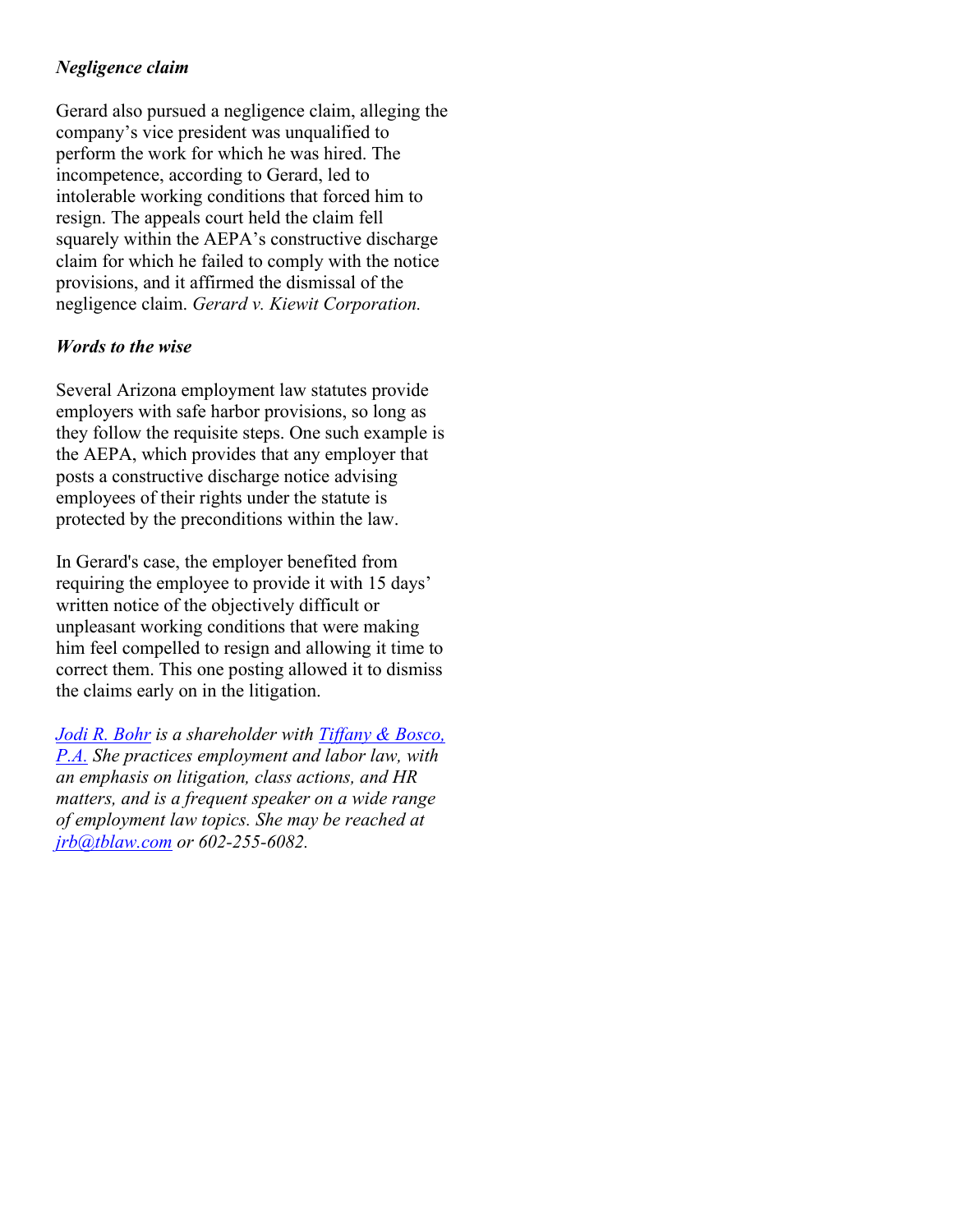### *Negligence claim*

Gerard also pursued a negligence claim, alleging the company's vice president was unqualified to perform the work for which he was hired. The incompetence, according to Gerard, led to intolerable working conditions that forced him to resign. The appeals court held the claim fell squarely within the AEPA's constructive discharge claim for which he failed to comply with the notice provisions, and it affirmed the dismissal of the negligence claim. *Gerard v. Kiewit Corporation.*

### *Words to the wise*

Several Arizona employment law statutes provide employers with safe harbor provisions, so long as they follow the requisite steps. One such example is the AEPA, which provides that any employer that posts a constructive discharge notice advising employees of their rights under the statute is protected by the preconditions within the law.

In Gerard's case, the employer benefited from requiring the employee to provide it with 15 days' written notice of the objectively difficult or unpleasant working conditions that were making him feel compelled to resign and allowing it time to correct them. This one posting allowed it to dismiss the claims early on in the litigation.

*[Jodi R. Bohr](#) is a shareholder with [Tiffany & Bosco, P.A.](#) She practices employment and labor law, with an emphasis on litigation, class actions, and HR matters, and is a frequent speaker on a wide range of employment law topics. She may be reached at [jrb@tblaw.com](mailto:jrb@tblaw.com) or 602-255-6082.*